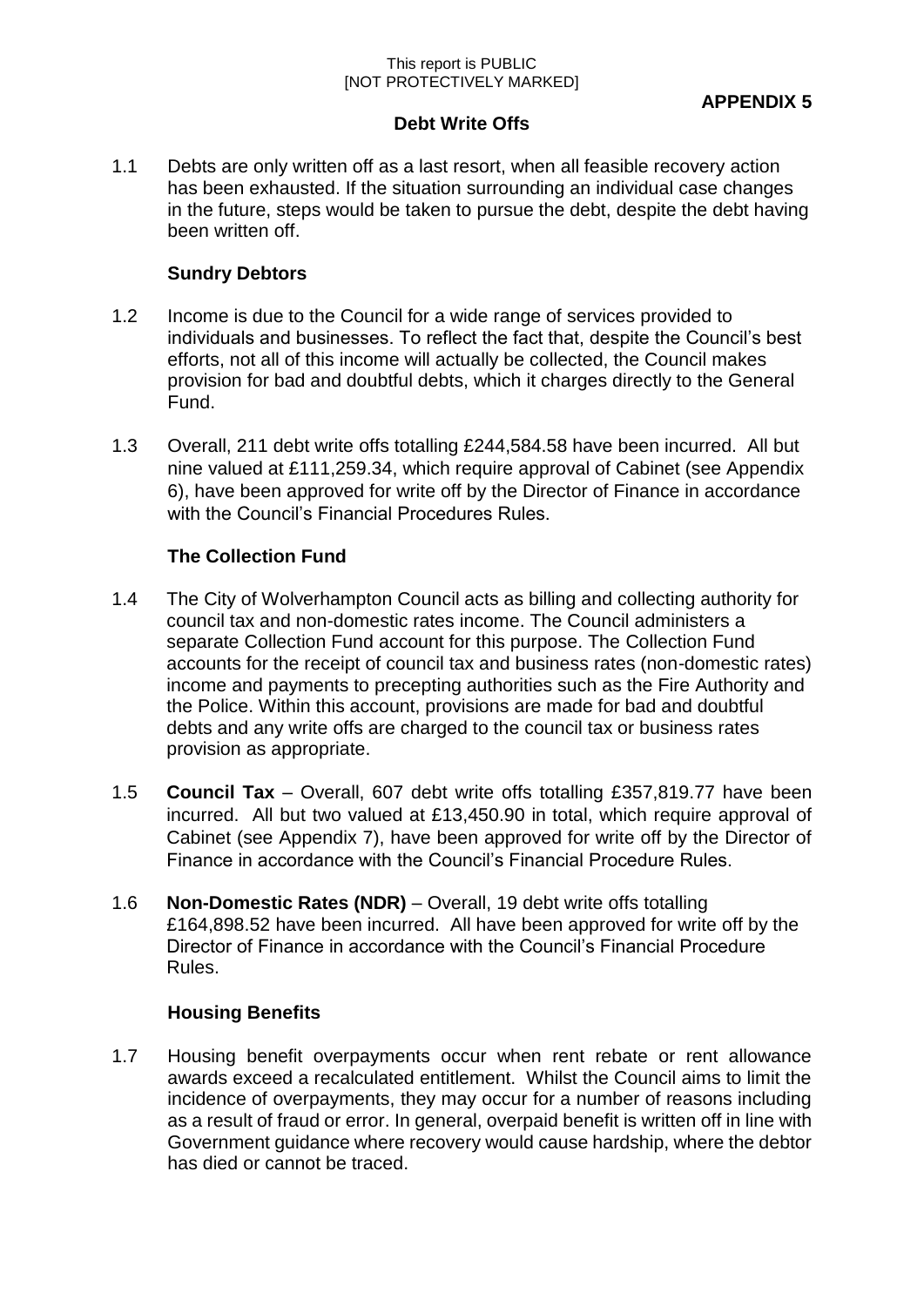This report is PUBLIC
[NOT PROTECTIVELY MARKED]

**APPENDIX 5**

# Debt Write Offs

1.1 Debts are only written off as a last resort, when all feasible recovery action has been exhausted. If the situation surrounding an individual case changes in the future, steps would be taken to pursue the debt, despite the debt having been written off.

## Sundry Debtors

1.2 Income is due to the Council for a wide range of services provided to individuals and businesses. To reflect the fact that, despite the Council's best efforts, not all of this income will actually be collected, the Council makes provision for bad and doubtful debts, which it charges directly to the General Fund.

1.3 Overall, 211 debt write offs totalling £244,584.58 have been incurred. All but nine valued at £111,259.34, which require approval of Cabinet (see Appendix 6), have been approved for write off by the Director of Finance in accordance with the Council's Financial Procedures Rules.

## The Collection Fund

1.4 The City of Wolverhampton Council acts as billing and collecting authority for council tax and non-domestic rates income. The Council administers a separate Collection Fund account for this purpose. The Collection Fund accounts for the receipt of council tax and business rates (non-domestic rates) income and payments to precepting authorities such as the Fire Authority and the Police. Within this account, provisions are made for bad and doubtful debts and any write offs are charged to the council tax or business rates provision as appropriate.

1.5 **Council Tax** – Overall, 607 debt write offs totalling £357,819.77 have been incurred. All but two valued at £13,450.90 in total, which require approval of Cabinet (see Appendix 7), have been approved for write off by the Director of Finance in accordance with the Council's Financial Procedure Rules.

1.6 **Non-Domestic Rates (NDR)** – Overall, 19 debt write offs totalling £164,898.52 have been incurred. All have been approved for write off by the Director of Finance in accordance with the Council's Financial Procedure Rules.

## Housing Benefits

1.7 Housing benefit overpayments occur when rent rebate or rent allowance awards exceed a recalculated entitlement. Whilst the Council aims to limit the incidence of overpayments, they may occur for a number of reasons including as a result of fraud or error. In general, overpaid benefit is written off in line with Government guidance where recovery would cause hardship, where the debtor has died or cannot be traced.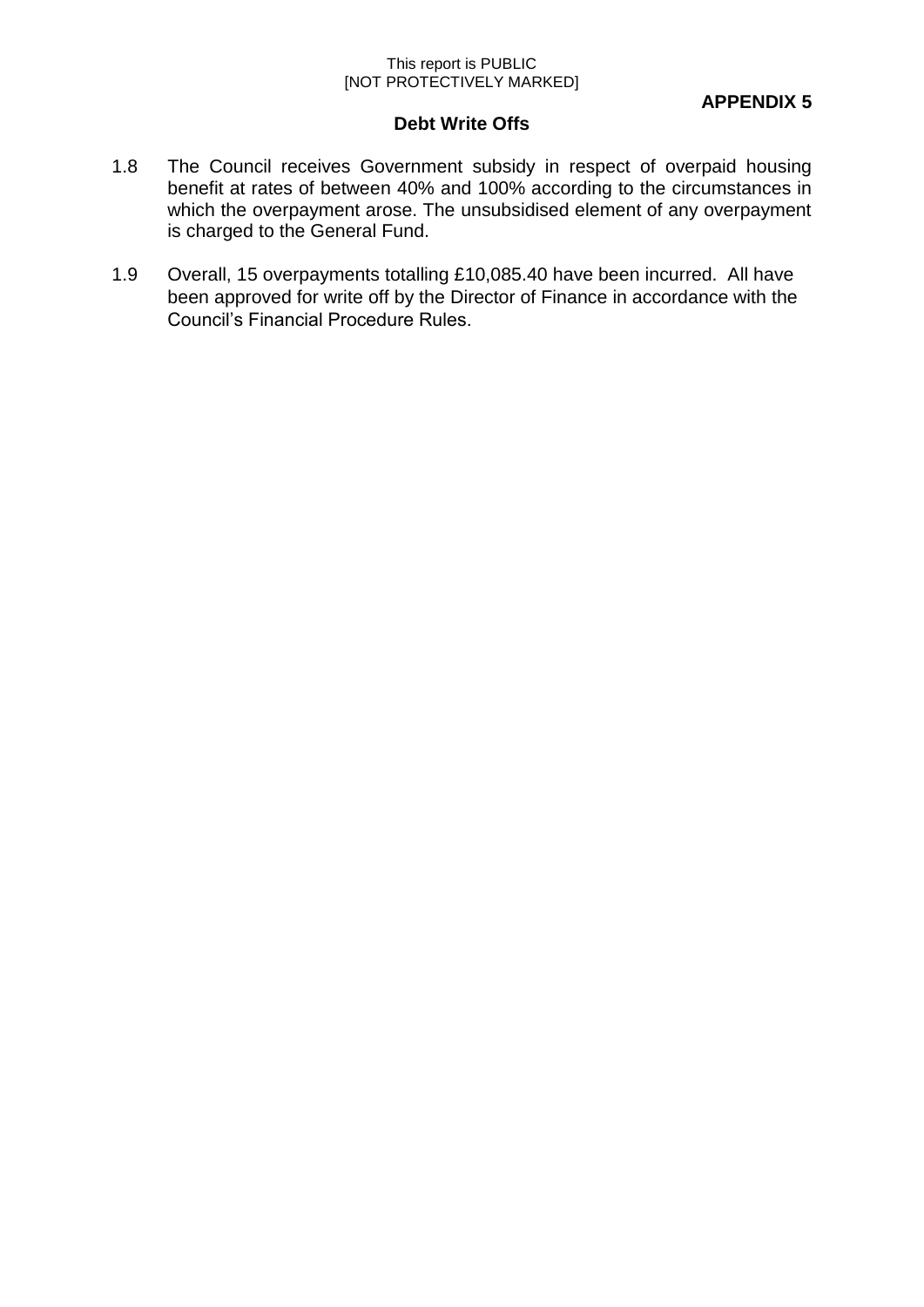**APPENDIX 5**

## Debt Write Offs

1.8 The Council receives Government subsidy in respect of overpaid housing benefit at rates of between 40% and 100% according to the circumstances in which the overpayment arose. The unsubsidised element of any overpayment is charged to the General Fund.

1.9 Overall, 15 overpayments totalling £10,085.40 have been incurred. All have been approved for write off by the Director of Finance in accordance with the Council's Financial Procedure Rules.